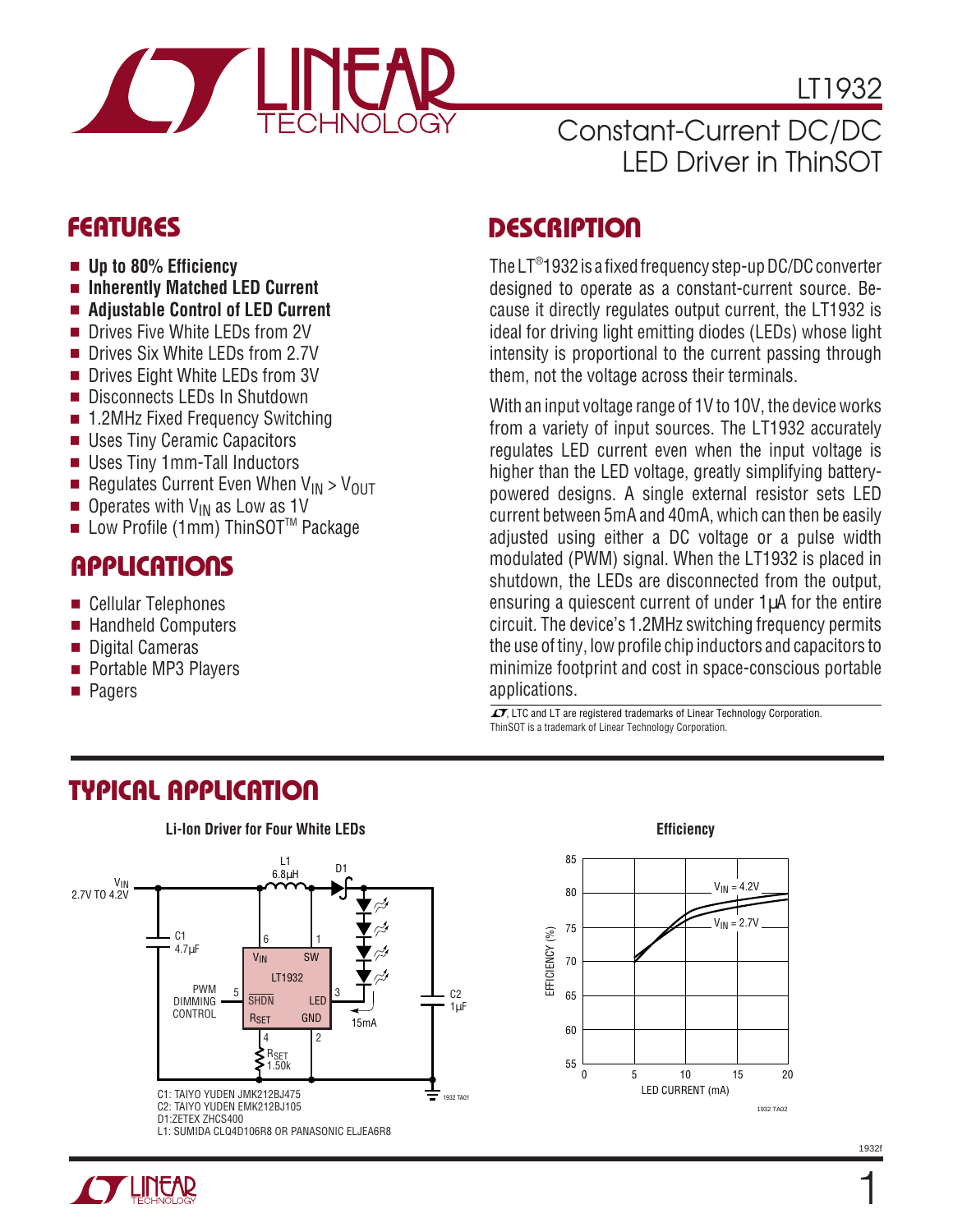# LT1932

## Constant-Current DC/DC LED Driver in ThinSOT

## FEATURES

- **Up to 80% Efficiency**
- **Inherently Matched LED Current**
- **Adjustable Control of LED Current**
- Drives Five White LEDs from 2V
- Drives Six White LEDs from 2.7V
- Drives Eight White LEDs from 3V
- Disconnects LEDs In Shutdown
- 1.2MHz Fixed Frequency Switching
- Uses Tiny Ceramic Capacitors
- Uses Tiny 1mm-Tall Inductors
- Regulates Current Even When $V_{IN} > V_{OUT}$
- Operates with $V_{IN}$ as Low as 1V
- Low Profile (1mm) ThinSOT™ Package

## APPLICATIONS

- Cellular Telephones
- Handheld Computers
- Digital Cameras
- Portable MP3 Players
- Pagers

## DESCRIPTION

The LT®1932 is a fixed frequency step-up DC/DC converter designed to operate as a constant-current source. Because it directly regulates output current, the LT1932 is ideal for driving light emitting diodes (LEDs) whose light intensity is proportional to the current passing through them, not the voltage across their terminals.

With an input voltage range of 1V to 10V, the device works from a variety of input sources. The LT1932 accurately regulates LED current even when the input voltage is higher than the LED voltage, greatly simplifying battery-powered designs. A single external resistor sets LED current between 5mA and 40mA, which can then be easily adjusted using either a DC voltage or a pulse width modulated (PWM) signal. When the LT1932 is placed in shutdown, the LEDs are disconnected from the output, ensuring a quiescent current of under 1μA for the entire circuit. The device's 1.2MHz switching frequency permits the use of tiny, low profile chip inductors and capacitors to minimize footprint and cost in space-conscious portable applications.

LTC and LT are registered trademarks of Linear Technology Corporation. ThinSOT is a trademark of Linear Technology Corporation.

## TYPICAL APPLICATION

**Li-Ion Driver for Four White LEDs**

$V_{IN}$ 2.7V TO 4.2V; L1 6.8μH; D1; C1 4.7μF; C2 1μF; LT1932 pins: $V_{IN}$ (6), SW (1), $\overline{SHDN}$ (5), LED (3), $R_{SET}$ (4), GND (2); PWM DIMMING CONTROL; $R_{SET}$ 1.50k; 15mA

C1: TAIYO YUDEN JMK212BJ475
C2: TAIYO YUDEN EMK212BJ105
D1: ZETEX ZHCS400
L1: SUMIDA CLQ4D106R8 OR PANASONIC ELJEA6R8

**Efficiency**

EFFICIENCY (%) vs LED CURRENT (mA); curves: $V_{IN}$ = 4.2V, $V_{IN}$ = 2.7V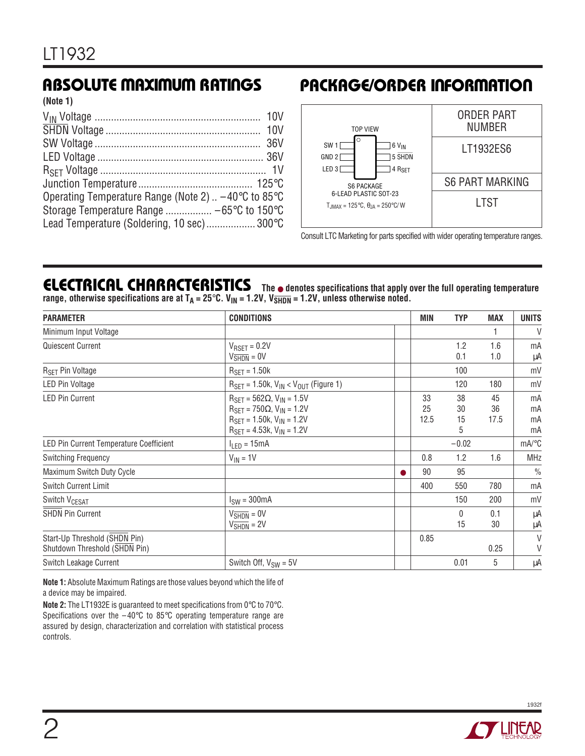## ABSOLUTE MAXIMUM RATINGS

**(Note 1)**

$V_{IN}$ Voltage ............................................................. 10V
$\overline{SHDN}$ Voltage ......................................................... 10V
SW Voltage ............................................................. 36V
LED Voltage ............................................................ 36V
$R_{SET}$ Voltage ............................................................. 1V
Junction Temperature .......................................... 125°C
Operating Temperature Range (Note 2) .. −40°C to 85°C
Storage Temperature Range ................. −65°C to 150°C
Lead Temperature (Soldering, 10 sec) .................. 300°C

## PACKAGE/ORDER INFORMATION

TOP VIEW

| Pin | | Pin |
|---|---|---|
| SW 1 | | 6 $V_{IN}$ |
| GND 2 | | 5 $\overline{SHDN}$ |
| LED 3 | | 4 $R_{SET}$ |

S6 PACKAGE
6-LEAD PLASTIC SOT-23
$T_{JMAX}$ = 125°C, $\theta_{JA}$ = 250°C/ W

| ORDER PART NUMBER |
|---|
| LT1932ES6 |
| **S6 PART MARKING** |
| LTST |

Consult LTC Marketing for parts specified with wider operating temperature ranges.

## ELECTRICAL CHARACTERISTICS

**The ● denotes specifications that apply over the full operating temperature range, otherwise specifications are at $T_A$ = 25°C. $V_{IN}$ = 1.2V, $V_{\overline{SHDN}}$ = 1.2V, unless otherwise noted.**

| PARAMETER | CONDITIONS | | MIN | TYP | MAX | UNITS |
|---|---|---|---|---|---|---|
| Minimum Input Voltage | | | | | 1 | V |
| Quiescent Current | $V_{RSET}$ = 0.2V<br>$V_{\overline{SHDN}}$ = 0V | | | 1.2<br>0.1 | 1.6<br>1.0 | mA<br>µA |
| $R_{SET}$ Pin Voltage | $R_{SET}$ = 1.50k | | | 100 | | mV |
| LED Pin Voltage | $R_{SET}$ = 1.50k, $V_{IN}$ < $V_{OUT}$ (Figure 1) | | | 120 | 180 | mV |
| LED Pin Current | $R_{SET}$ = 562Ω, $V_{IN}$ = 1.5V<br>$R_{SET}$ = 750Ω, $V_{IN}$ = 1.2V<br>$R_{SET}$ = 1.50k, $V_{IN}$ = 1.2V<br>$R_{SET}$ = 4.53k, $V_{IN}$ = 1.2V | | 33<br>25<br>12.5 | 38<br>30<br>15<br>5 | 45<br>36<br>17.5 | mA<br>mA<br>mA<br>mA |
| LED Pin Current Temperature Coefficient | $I_{LED}$ = 15mA | | | −0.02 | | mA/°C |
| Switching Frequency | $V_{IN}$ = 1V | | 0.8 | 1.2 | 1.6 | MHz |
| Maximum Switch Duty Cycle | | ● | 90 | 95 | | % |
| Switch Current Limit | | | 400 | 550 | 780 | mA |
| Switch $V_{CESAT}$ | $I_{SW}$ = 300mA | | | 150 | 200 | mV |
| $\overline{SHDN}$ Pin Current | $V_{\overline{SHDN}}$ = 0V<br>$V_{\overline{SHDN}}$ = 2V | | | 0<br>15 | 0.1<br>30 | µA<br>µA |
| Start-Up Threshold ($\overline{SHDN}$ Pin)<br>Shutdown Threshold ($\overline{SHDN}$ Pin) | | | 0.85 | | <br>0.25 | V<br>V |
| Switch Leakage Current | Switch Off, $V_{SW}$ = 5V | | | 0.01 | 5 | µA |

**Note 1:** Absolute Maximum Ratings are those values beyond which the life of a device may be impaired.

**Note 2:** The LT1932E is guaranteed to meet specifications from 0°C to 70°C. Specifications over the −40°C to 85°C operating temperature range are assured by design, characterization and correlation with statistical process controls.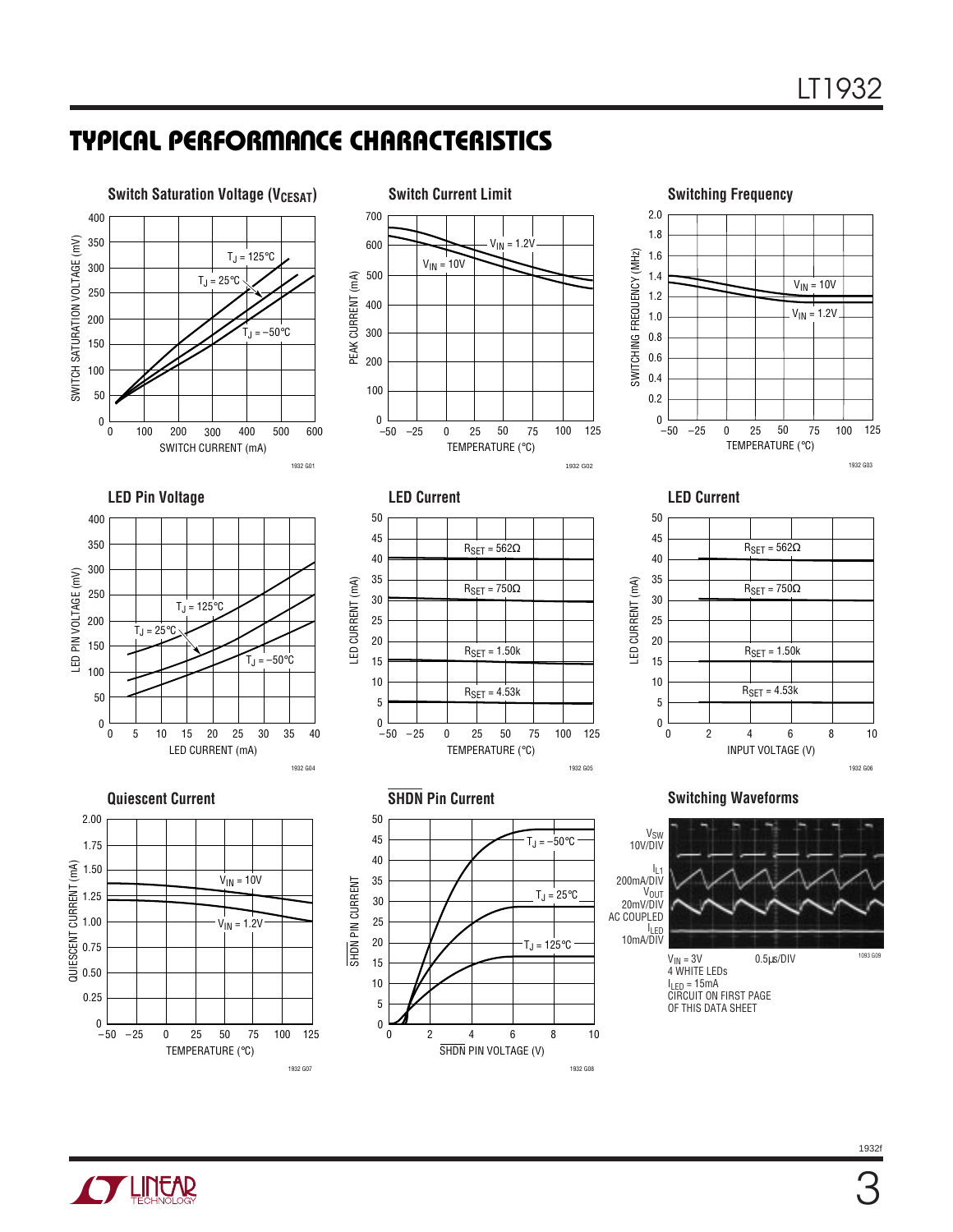## TYPICAL PERFORMANCE CHARACTERISTICS

**Switch Saturation Voltage ($V_{CESAT}$)**

SWITCH SATURATION VOLTAGE (mV) vs SWITCH CURRENT (mA)

$T_J = 125°C$, $T_J = 25°C$, $T_J = -50°C$

1932 G01

**Switch Current Limit**

PEAK CURRENT (mA) vs TEMPERATURE (°C)

$V_{IN} = 1.2V$, $V_{IN} = 10V$

1932 G02

**Switching Frequency**

SWITCHING FREQUENCY (MHz) vs TEMPERATURE (°C)

$V_{IN} = 10V$, $V_{IN} = 1.2V$

1932 G03

**LED Pin Voltage**

LED PIN VOLTAGE (mV) vs LED CURRENT (mA)

$T_J = 125°C$, $T_J = 25°C$, $T_J = -50°C$

1932 G04

**LED Current**

LED CURRENT (mA) vs TEMPERATURE (°C)

$R_{SET} = 562Ω$, $R_{SET} = 750Ω$, $R_{SET} = 1.50k$, $R_{SET} = 4.53k$

1932 G05

**LED Current**

LED CURRENT (mA) vs INPUT VOLTAGE (V)

$R_{SET} = 562Ω$, $R_{SET} = 750Ω$, $R_{SET} = 1.50k$, $R_{SET} = 4.53k$

1932 G06

**Quiescent Current**

QUIESCENT CURRENT (mA) vs TEMPERATURE (°C)

$V_{IN} = 10V$, $V_{IN} = 1.2V$

1932 G07

**SHDN Pin Current**

SHDN PIN CURRENT vs SHDN PIN VOLTAGE (V)

$T_J = -50°C$, $T_J = 25°C$, $T_J = 125°C$

1932 G08

**Switching Waveforms**

$V_{SW}$ 10V/DIV

$I_{L1}$ 200mA/DIV

$V_{OUT}$ 20mV/DIV AC COUPLED

$I_{LED}$ 10mA/DIV

0.5µs/DIV

$V_{IN} = 3V$
4 WHITE LEDs
$I_{LED} = 15mA$
CIRCUIT ON FIRST PAGE
OF THIS DATA SHEET

1093 G09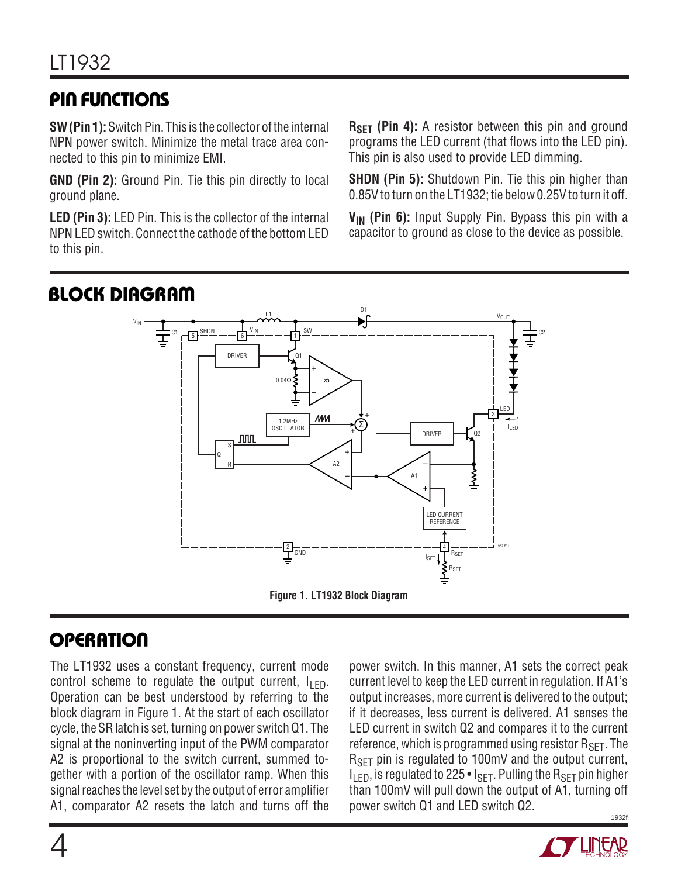## PIN FUNCTIONS

**SW (Pin 1):** Switch Pin. This is the collector of the internal NPN power switch. Minimize the metal trace area connected to this pin to minimize EMI.

**GND (Pin 2):** Ground Pin. Tie this pin directly to local ground plane.

**LED (Pin 3):** LED Pin. This is the collector of the internal NPN LED switch. Connect the cathode of the bottom LED to this pin.

**$R_{SET}$ (Pin 4):** A resistor between this pin and ground programs the LED current (that flows into the LED pin). This pin is also used to provide LED dimming.

**$\overline{SHDN}$ (Pin 5):** Shutdown Pin. Tie this pin higher than 0.85V to turn on the LT1932; tie below 0.25V to turn it off.

**$V_{IN}$ (Pin 6):** Input Supply Pin. Bypass this pin with a capacitor to ground as close to the device as possible.

## BLOCK DIAGRAM

**Figure 1. LT1932 Block Diagram**

## OPERATION

The LT1932 uses a constant frequency, current mode control scheme to regulate the output current, $I_{LED}$. Operation can be best understood by referring to the block diagram in Figure 1. At the start of each oscillator cycle, the SR latch is set, turning on power switch Q1. The signal at the noninverting input of the PWM comparator A2 is proportional to the switch current, summed together with a portion of the oscillator ramp. When this signal reaches the level set by the output of error amplifier A1, comparator A2 resets the latch and turns off the power switch. In this manner, A1 sets the correct peak current level to keep the LED current in regulation. If A1's output increases, more current is delivered to the output; if it decreases, less current is delivered. A1 senses the LED current in switch Q2 and compares it to the current reference, which is programmed using resistor $R_{SET}$. The $R_{SET}$ pin is regulated to 100mV and the output current, $I_{LED}$, is regulated to $225 \cdot I_{SET}$. Pulling the $R_{SET}$ pin higher than 100mV will pull down the output of A1, turning off power switch Q1 and LED switch Q2.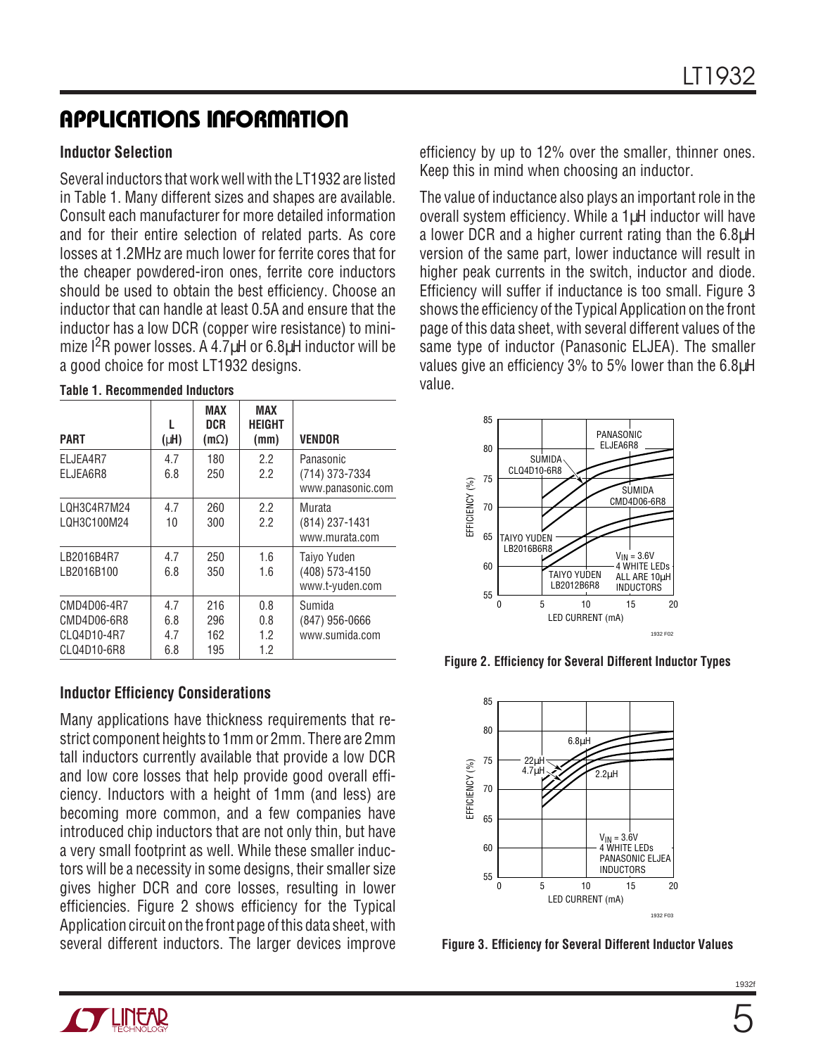## APPLICATIONS INFORMATION

### Inductor Selection

Several inductors that work well with the LT1932 are listed in Table 1. Many different sizes and shapes are available. Consult each manufacturer for more detailed information and for their entire selection of related parts. As core losses at 1.2MHz are much lower for ferrite cores that for the cheaper powdered-iron ones, ferrite core inductors should be used to obtain the best efficiency. Choose an inductor that can handle at least 0.5A and ensure that the inductor has a low DCR (copper wire resistance) to minimize $I^2R$ power losses. A 4.7µH or 6.8µH inductor will be a good choice for most LT1932 designs.

**Table 1. Recommended Inductors**

| PART | L (µH) | MAX DCR (mΩ) | MAX HEIGHT (mm) | VENDOR |
|---|---|---|---|---|
| ELJEA4R7<br>ELJEA6R8 | 4.7<br>6.8 | 180<br>250 | 2.2<br>2.2 | Panasonic<br>(714) 373-7334<br>www.panasonic.com |
| LQH3C4R7M24<br>LQH3C100M24 | 4.7<br>10 | 260<br>300 | 2.2<br>2.2 | Murata<br>(814) 237-1431<br>www.murata.com |
| LB2016B4R7<br>LB2016B100 | 4.7<br>6.8 | 250<br>350 | 1.6<br>1.6 | Taiyo Yuden<br>(408) 573-4150<br>www.t-yuden.com |
| CMD4D06-4R7<br>CMD4D06-6R8<br>CLQ4D10-4R7<br>CLQ4D10-6R8 | 4.7<br>6.8<br>4.7<br>6.8 | 216<br>296<br>162<br>195 | 0.8<br>0.8<br>1.2<br>1.2 | Sumida<br>(847) 956-0666<br>www.sumida.com |

### Inductor Efficiency Considerations

Many applications have thickness requirements that restrict component heights to 1mm or 2mm. There are 2mm tall inductors currently available that provide a low DCR and low core losses that help provide good overall efficiency. Inductors with a height of 1mm (and less) are becoming more common, and a few companies have introduced chip inductors that are not only thin, but have a very small footprint as well. While these smaller inductors will be a necessity in some designs, their smaller size gives higher DCR and core losses, resulting in lower efficiencies. Figure 2 shows efficiency for the Typical Application circuit on the front page of this data sheet, with several different inductors. The larger devices improve efficiency by up to 12% over the smaller, thinner ones. Keep this in mind when choosing an inductor.

The value of inductance also plays an important role in the overall system efficiency. While a 1µH inductor will have a lower DCR and a higher current rating than the 6.8µH version of the same part, lower inductance will result in higher peak currents in the switch, inductor and diode. Efficiency will suffer if inductance is too small. Figure 3 shows the efficiency of the Typical Application on the front page of this data sheet, with several different values of the same type of inductor (Panasonic ELJEA). The smaller values give an efficiency 3% to 5% lower than the 6.8µH value.

**Figure 2. Efficiency for Several Different Inductor Types**

**Figure 3. Efficiency for Several Different Inductor Values**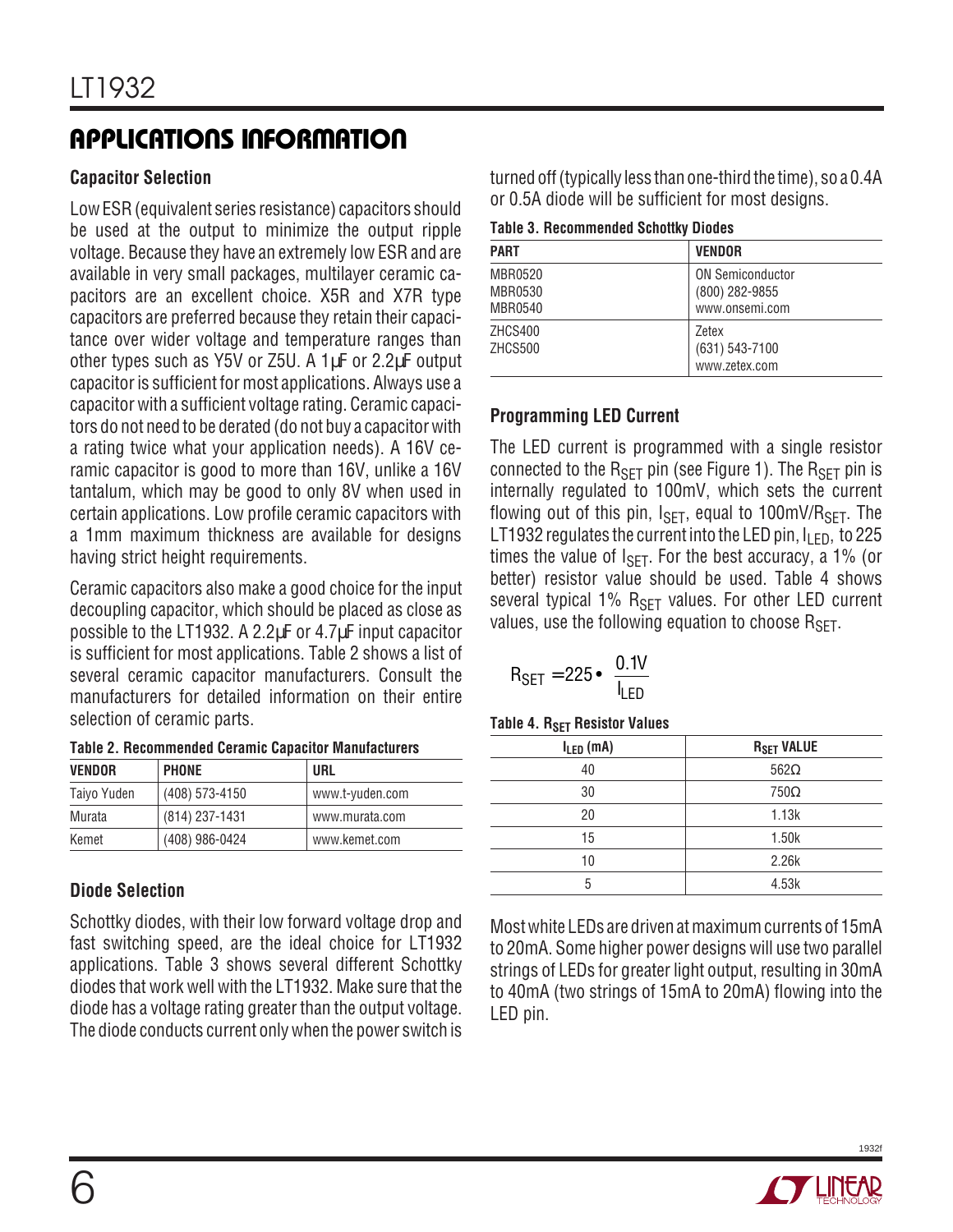## APPLICATIONS INFORMATION

### Capacitor Selection

Low ESR (equivalent series resistance) capacitors should be used at the output to minimize the output ripple voltage. Because they have an extremely low ESR and are available in very small packages, multilayer ceramic capacitors are an excellent choice. X5R and X7R type capacitors are preferred because they retain their capacitance over wider voltage and temperature ranges than other types such as Y5V or Z5U. A 1µF or 2.2µF output capacitor is sufficient for most applications. Always use a capacitor with a sufficient voltage rating. Ceramic capacitors do not need to be derated (do not buy a capacitor with a rating twice what your application needs). A 16V ceramic capacitor is good to more than 16V, unlike a 16V tantalum, which may be good to only 8V when used in certain applications. Low profile ceramic capacitors with a 1mm maximum thickness are available for designs having strict height requirements.

Ceramic capacitors also make a good choice for the input decoupling capacitor, which should be placed as close as possible to the LT1932. A 2.2µF or 4.7µF input capacitor is sufficient for most applications. Table 2 shows a list of several ceramic capacitor manufacturers. Consult the manufacturers for detailed information on their entire selection of ceramic parts.

**Table 2. Recommended Ceramic Capacitor Manufacturers**

| VENDOR | PHONE | URL |
| --- | --- | --- |
| Taiyo Yuden | (408) 573-4150 | www.t-yuden.com |
| Murata | (814) 237-1431 | www.murata.com |
| Kemet | (408) 986-0424 | www.kemet.com |

### Diode Selection

Schottky diodes, with their low forward voltage drop and fast switching speed, are the ideal choice for LT1932 applications. Table 3 shows several different Schottky diodes that work well with the LT1932. Make sure that the diode has a voltage rating greater than the output voltage. The diode conducts current only when the power switch is turned off (typically less than one-third the time), so a 0.4A or 0.5A diode will be sufficient for most designs.

**Table 3. Recommended Schottky Diodes**

| PART | VENDOR |
| --- | --- |
| MBR0520<br>MBR0530<br>MBR0540 | ON Semiconductor<br>(800) 282-9855<br>www.onsemi.com |
| ZHCS400<br>ZHCS500 | Zetex<br>(631) 543-7100<br>www.zetex.com |

### Programming LED Current

The LED current is programmed with a single resistor connected to the $R_{SET}$ pin (see Figure 1). The $R_{SET}$ pin is internally regulated to 100mV, which sets the current flowing out of this pin, $I_{SET}$, equal to $100mV/R_{SET}$. The LT1932 regulates the current into the LED pin, $I_{LED}$, to 225 times the value of $I_{SET}$. For the best accuracy, a 1% (or better) resistor value should be used. Table 4 shows several typical 1% $R_{SET}$ values. For other LED current values, use the following equation to choose $R_{SET}$.

$$R_{SET} = 225 \cdot \frac{0.1V}{I_{LED}}$$

**Table 4. $R_{SET}$ Resistor Values**

| $I_{LED}$ (mA) | $R_{SET}$ VALUE |
| --- | --- |
| 40 | 562Ω |
| 30 | 750Ω |
| 20 | 1.13k |
| 15 | 1.50k |
| 10 | 2.26k |
| 5 | 4.53k |

Most white LEDs are driven at maximum currents of 15mA to 20mA. Some higher power designs will use two parallel strings of LEDs for greater light output, resulting in 30mA to 40mA (two strings of 15mA to 20mA) flowing into the LED pin.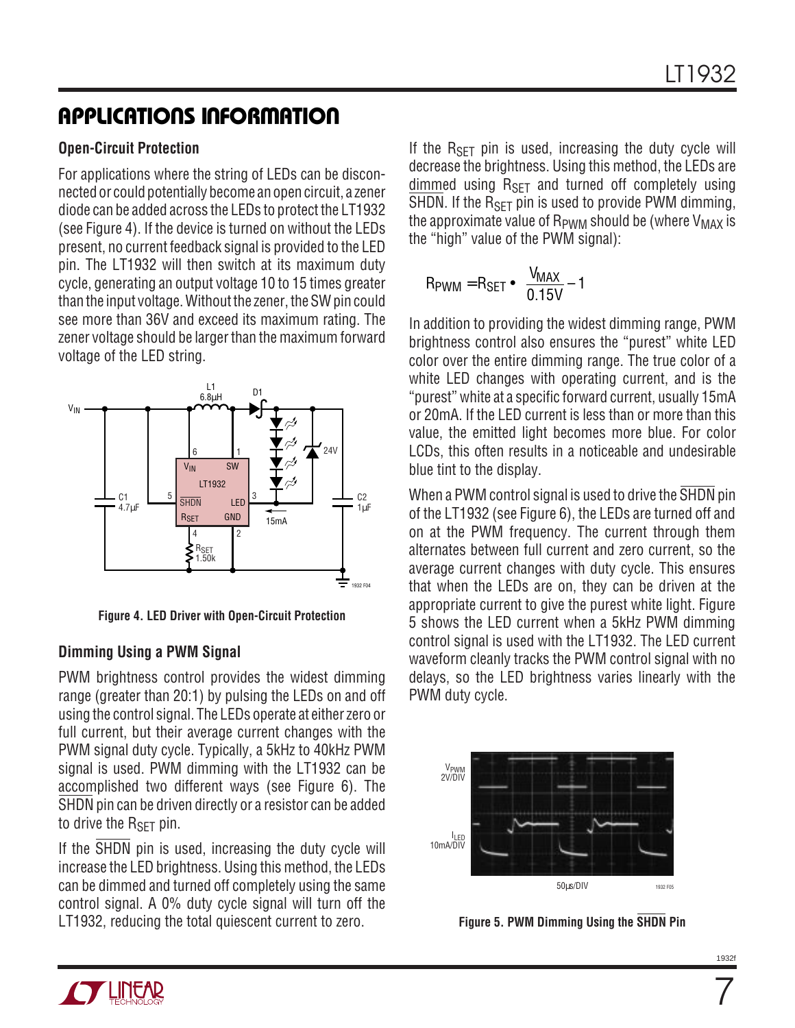## APPLICATIONS INFORMATION

### Open-Circuit Protection

For applications where the string of LEDs can be disconnected or could potentially become an open circuit, a zener diode can be added across the LEDs to protect the LT1932 (see Figure 4). If the device is turned on without the LEDs present, no current feedback signal is provided to the LED pin. The LT1932 will then switch at its maximum duty cycle, generating an output voltage 10 to 15 times greater than the input voltage. Without the zener, the SW pin could see more than 36V and exceed its maximum rating. The zener voltage should be larger than the maximum forward voltage of the LED string.

**Figure 4. LED Driver with Open-Circuit Protection**

### Dimming Using a PWM Signal

PWM brightness control provides the widest dimming range (greater than 20:1) by pulsing the LEDs on and off using the control signal. The LEDs operate at either zero or full current, but their average current changes with the PWM signal duty cycle. Typically, a 5kHz to 40kHz PWM signal is used. PWM dimming with the LT1932 can be accomplished two different ways (see Figure 6). The SHDN pin can be driven directly or a resistor can be added to drive the $R_{SET}$ pin.

If the SHDN pin is used, increasing the duty cycle will increase the LED brightness. Using this method, the LEDs can be dimmed and turned off completely using the same control signal. A 0% duty cycle signal will turn off the LT1932, reducing the total quiescent current to zero.

If the $R_{SET}$ pin is used, increasing the duty cycle will decrease the brightness. Using this method, the LEDs are dimmed using $R_{SET}$ and turned off completely using SHDN. If the $R_{SET}$ pin is used to provide PWM dimming, the approximate value of $R_{PWM}$ should be (where $V_{MAX}$ is the "high" value of the PWM signal):

$$R_{PWM} = R_{SET} \bullet \left( \frac{V_{MAX}}{0.15V} - 1 \right)$$

In addition to providing the widest dimming range, PWM brightness control also ensures the "purest" white LED color over the entire dimming range. The true color of a white LED changes with operating current, and is the "purest" white at a specific forward current, usually 15mA or 20mA. If the LED current is less than or more than this value, the emitted light becomes more blue. For color LCDs, this often results in a noticeable and undesirable blue tint to the display.

When a PWM control signal is used to drive the SHDN pin of the LT1932 (see Figure 6), the LEDs are turned off and on at the PWM frequency. The current through them alternates between full current and zero current, so the average current changes with duty cycle. This ensures that when the LEDs are on, they can be driven at the appropriate current to give the purest white light. Figure 5 shows the LED current when a 5kHz PWM dimming control signal is used with the LT1932. The LED current waveform cleanly tracks the PWM control signal with no delays, so the LED brightness varies linearly with the PWM duty cycle.

**Figure 5. PWM Dimming Using the SHDN Pin**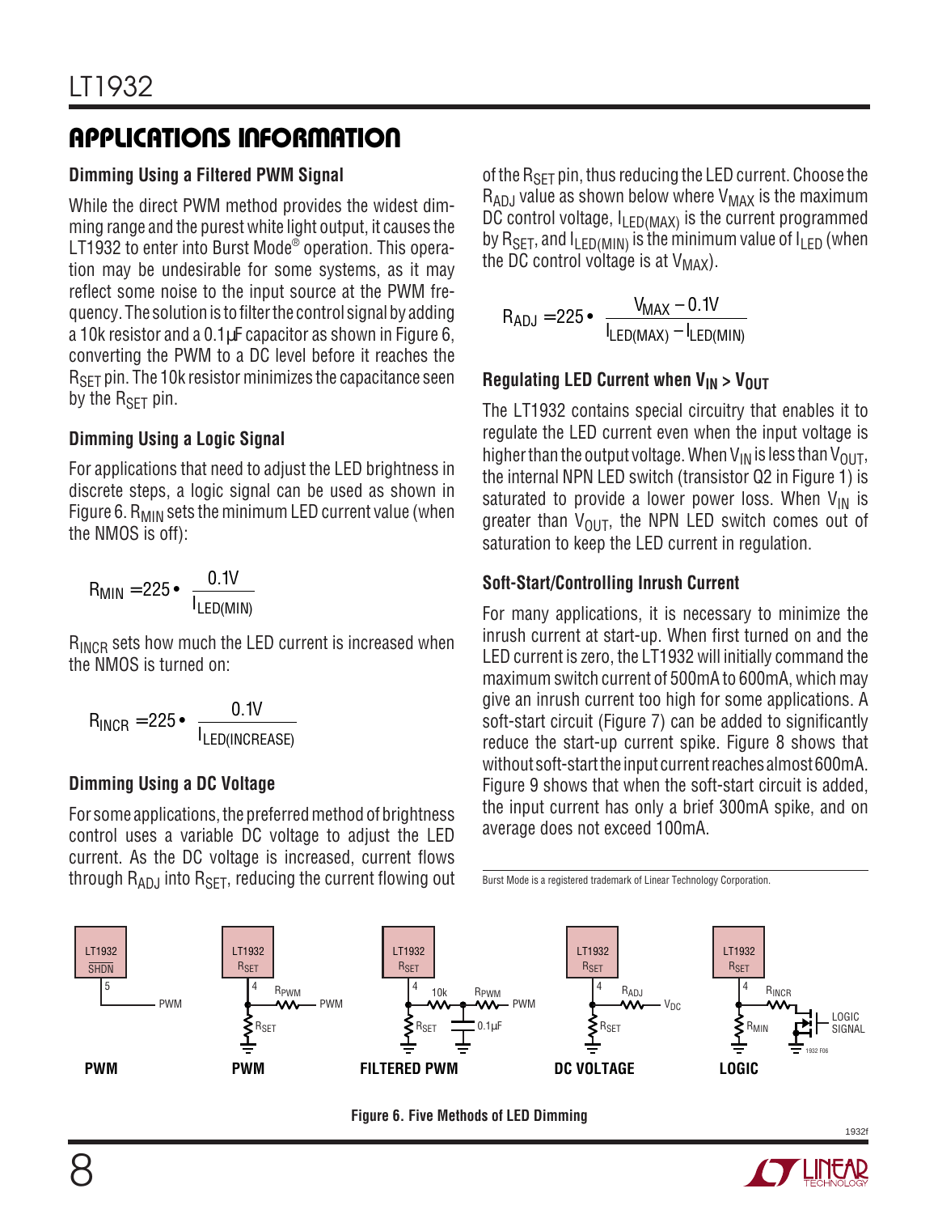## APPLICATIONS INFORMATION

### Dimming Using a Filtered PWM Signal

While the direct PWM method provides the widest dimming range and the purest white light output, it causes the LT1932 to enter into Burst Mode® operation. This operation may be undesirable for some systems, as it may reflect some noise to the input source at the PWM frequency. The solution is to filter the control signal by adding a 10k resistor and a 0.1µF capacitor as shown in Figure 6, converting the PWM to a DC level before it reaches the $R_{SET}$ pin. The 10k resistor minimizes the capacitance seen by the $R_{SET}$ pin.

### Dimming Using a Logic Signal

For applications that need to adjust the LED brightness in discrete steps, a logic signal can be used as shown in Figure 6. $R_{MIN}$ sets the minimum LED current value (when the NMOS is off):

$$R_{MIN} = 225 \bullet \frac{0.1V}{I_{LED(MIN)}}$$

$R_{INCR}$ sets how much the LED current is increased when the NMOS is turned on:

$$R_{INCR} = 225 \bullet \frac{0.1V}{I_{LED(INCREASE)}}$$

### Dimming Using a DC Voltage

For some applications, the preferred method of brightness control uses a variable DC voltage to adjust the LED current. As the DC voltage is increased, current flows through $R_{ADJ}$ into $R_{SET}$, reducing the current flowing out of the $R_{SET}$ pin, thus reducing the LED current. Choose the $R_{ADJ}$ value as shown below where $V_{MAX}$ is the maximum DC control voltage, $I_{LED(MAX)}$ is the current programmed by $R_{SET}$, and $I_{LED(MIN)}$ is the minimum value of $I_{LED}$ (when the DC control voltage is at $V_{MAX}$).

$$R_{ADJ} = 225 \bullet \frac{V_{MAX} - 0.1V}{I_{LED(MAX)} - I_{LED(MIN)}}$$

### Regulating LED Current when $V_{IN} > V_{OUT}$

The LT1932 contains special circuitry that enables it to regulate the LED current even when the input voltage is higher than the output voltage. When $V_{IN}$ is less than $V_{OUT}$, the internal NPN LED switch (transistor Q2 in Figure 1) is saturated to provide a lower power loss. When $V_{IN}$ is greater than $V_{OUT}$, the NPN LED switch comes out of saturation to keep the LED current in regulation.

### Soft-Start/Controlling Inrush Current

For many applications, it is necessary to minimize the inrush current at start-up. When first turned on and the LED current is zero, the LT1932 will initially command the maximum switch current of 500mA to 600mA, which may give an inrush current too high for some applications. A soft-start circuit (Figure 7) can be added to significantly reduce the start-up current spike. Figure 8 shows that without soft-start the input current reaches almost 600mA. Figure 9 shows that when the soft-start circuit is added, the input current has only a brief 300mA spike, and on average does not exceed 100mA.

Burst Mode is a registered trademark of Linear Technology Corporation.

Figure 6. Five Methods of LED Dimming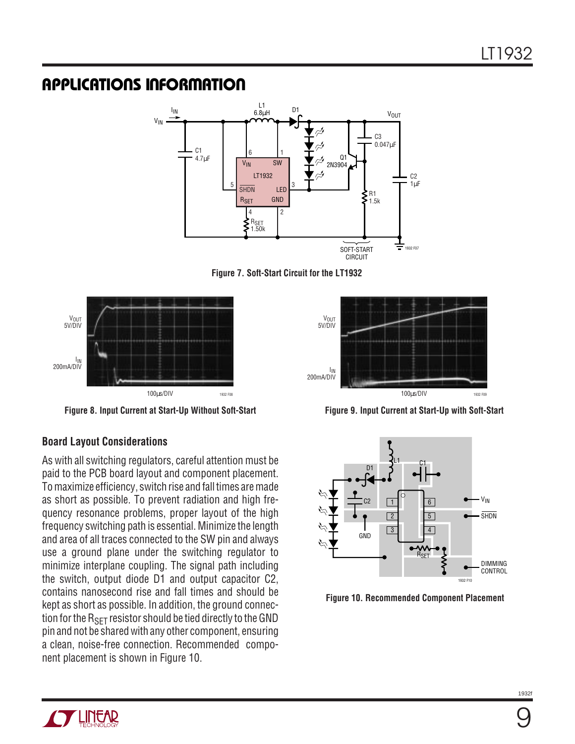## APPLICATIONS INFORMATION

Figure 7. Soft-Start Circuit for the LT1932

Figure 8. Input Current at Start-Up Without Soft-Start

Figure 9. Input Current at Start-Up with Soft-Start

### Board Layout Considerations

As with all switching regulators, careful attention must be paid to the PCB board layout and component placement. To maximize efficiency, switch rise and fall times are made as short as possible. To prevent radiation and high frequency resonance problems, proper layout of the high frequency switching path is essential. Minimize the length and area of all traces connected to the SW pin and always use a ground plane under the switching regulator to minimize interplane coupling. The signal path including the switch, output diode D1 and output capacitor C2, contains nanosecond rise and fall times and should be kept as short as possible. In addition, the ground connection for the $R_{SET}$ resistor should be tied directly to the GND pin and not be shared with any other component, ensuring a clean, noise-free connection. Recommended component placement is shown in Figure 10.

Figure 10. Recommended Component Placement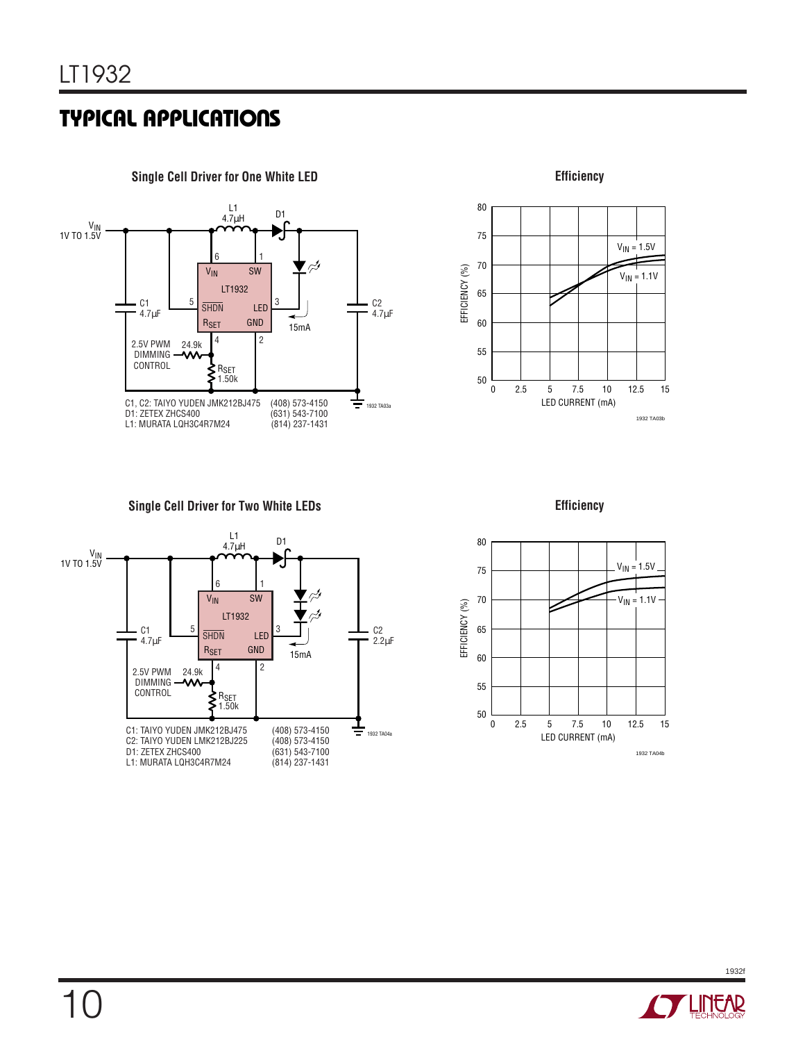## TYPICAL APPLICATIONS

**Single Cell Driver for One White LED**

$V_{IN}$ 1V TO 1.5V

L1 4.7µH

D1

C1 4.7µF

C2 4.7µF

LT1932

2.5V PWM DIMMING CONTROL 24.9k

$R_{SET}$ 1.50k

15mA

C1, C2: TAIYO YUDEN JMK212BJ475 (408) 573-4150
D1: ZETEX ZHCS400 (631) 543-7100
L1: MURATA LQH3C4R7M24 (814) 237-1431

**Efficiency**

EFFICIENCY (%) vs LED CURRENT (mA); $V_{IN}$ = 1.5V, $V_{IN}$ = 1.1V

**Single Cell Driver for Two White LEDs**

$V_{IN}$ 1V TO 1.5V

L1 4.7µH

D1

C1 4.7µF

C2 2.2µF

LT1932

2.5V PWM DIMMING CONTROL 24.9k

$R_{SET}$ 1.50k

15mA

C1: TAIYO YUDEN JMK212BJ475 (408) 573-4150
C2: TAIYO YUDEN LMK212BJ225 (408) 573-4150
D1: ZETEX ZHCS400 (631) 543-7100
L1: MURATA LQH3C4R7M24 (814) 237-1431

**Efficiency**

EFFICIENCY (%) vs LED CURRENT (mA); $V_{IN}$ = 1.5V, $V_{IN}$ = 1.1V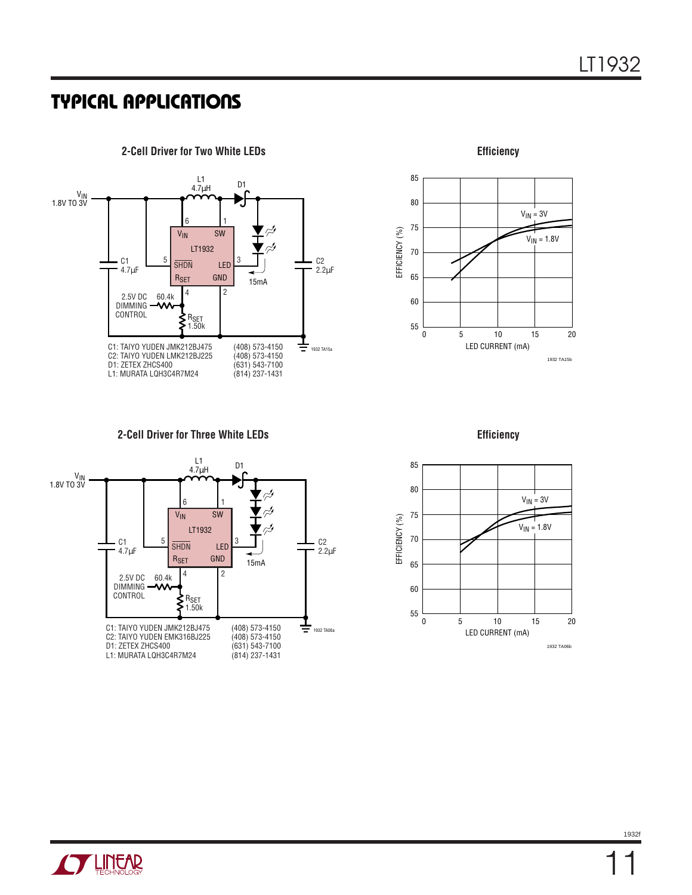## TYPICAL APPLICATIONS

**2-Cell Driver for Two White LEDs**

$V_{IN}$ 1.8V TO 3V

L1 4.7µH

D1

LT1932

C1 4.7µF

C2 2.2µF

15mA

2.5V DC DIMMING CONTROL

60.4k

$R_{SET}$ 1.50k

C1: TAIYO YUDEN JMK212BJ475 (408) 573-4150
C2: TAIYO YUDEN LMK212BJ225 (408) 573-4150
D1: ZETEX ZHCS400 (631) 543-7100
L1: MURATA LQH3C4R7M24 (814) 237-1431

**Efficiency**

EFFICIENCY (%) vs LED CURRENT (mA); $V_{IN}$ = 3V, $V_{IN}$ = 1.8V

**2-Cell Driver for Three White LEDs**

$V_{IN}$ 1.8V TO 3V

L1 4.7µH

D1

LT1932

C1 4.7µF

C2 2.2µF

15mA

2.5V DC DIMMING CONTROL

60.4k

$R_{SET}$ 1.50k

C1: TAIYO YUDEN JMK212BJ475 (408) 573-4150
C2: TAIYO YUDEN EMK316BJ225 (408) 573-4150
D1: ZETEX ZHCS400 (631) 543-7100
L1: MURATA LQH3C4R7M24 (814) 237-1431

**Efficiency**

EFFICIENCY (%) vs LED CURRENT (mA); $V_{IN}$ = 3V, $V_{IN}$ = 1.8V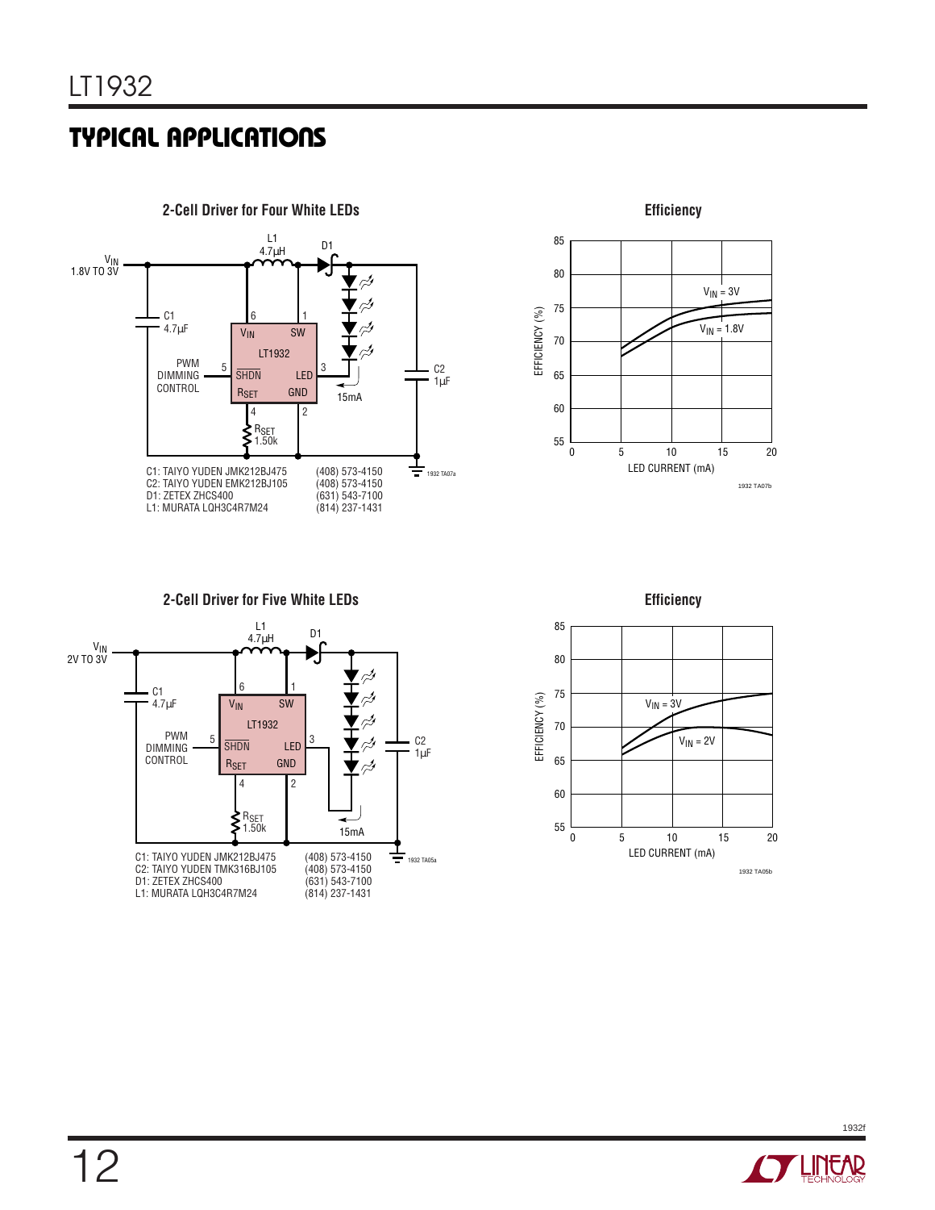## TYPICAL APPLICATIONS

**2-Cell Driver for Four White LEDs**

$V_{IN}$ 1.8V TO 3V

L1 4.7µH, D1, C1 4.7µF, C2 1µF, LT1932, PWM DIMMING CONTROL, $R_{SET}$ 1.50k, 15mA

C1: TAIYO YUDEN JMK212BJ475 (408) 573-4150
C2: TAIYO YUDEN EMK212BJ105 (408) 573-4150
D1: ZETEX ZHCS400 (631) 543-7100
L1: MURATA LQH3C4R7M24 (814) 237-1431

**Efficiency**

EFFICIENCY (%) vs LED CURRENT (mA); curves: $V_{IN}$ = 3V, $V_{IN}$ = 1.8V

**2-Cell Driver for Five White LEDs**

$V_{IN}$ 2V TO 3V

L1 4.7µH, D1, C1 4.7µF, C2 1µF, LT1932, PWM DIMMING CONTROL, $R_{SET}$ 1.50k, 15mA

C1: TAIYO YUDEN JMK212BJ475 (408) 573-4150
C2: TAIYO YUDEN TMK316BJ105 (408) 573-4150
D1: ZETEX ZHCS400 (631) 543-7100
L1: MURATA LQH3C4R7M24 (814) 237-1431

**Efficiency**

EFFICIENCY (%) vs LED CURRENT (mA); curves: $V_{IN}$ = 3V, $V_{IN}$ = 2V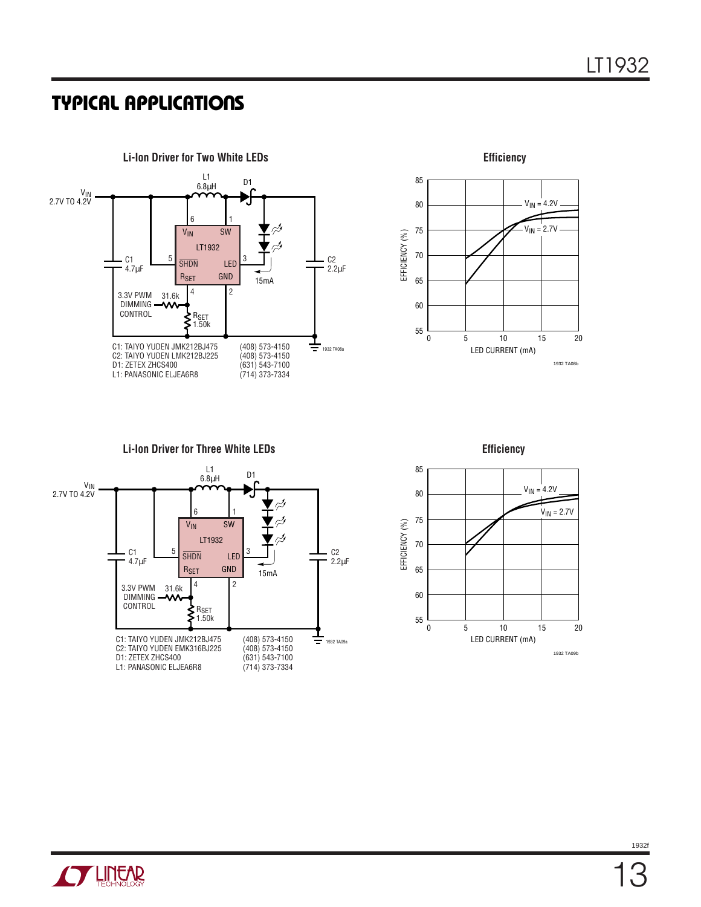## TYPICAL APPLICATIONS

**Li-Ion Driver for Two White LEDs**

$V_{IN}$ 2.7V TO 4.2V

L1 6.8µH, D1, LT1932 ($V_{IN}$ pin 6, SW pin 1, $\overline{SHDN}$ pin 5, LED pin 3, $R_{SET}$ pin 4, GND pin 2), C1 4.7µF, C2 2.2µF, 15mA, 3.3V PWM DIMMING CONTROL, 31.6k, $R_{SET}$ 1.50k

| | |
|---|---|
| C1: TAIYO YUDEN JMK212BJ475 | (408) 573-4150 |
| C2: TAIYO YUDEN LMK212BJ225 | (408) 573-4150 |
| D1: ZETEX ZHCS400 | (631) 543-7100 |
| L1: PANASONIC ELJEA6R8 | (714) 373-7334 |

**Efficiency**

EFFICIENCY (%) vs LED CURRENT (mA); curves for $V_{IN}$ = 4.2V and $V_{IN}$ = 2.7V

**Li-Ion Driver for Three White LEDs**

$V_{IN}$ 2.7V TO 4.2V

L1 6.8µH, D1, LT1932 ($V_{IN}$ pin 6, SW pin 1, $\overline{SHDN}$ pin 5, LED pin 3, $R_{SET}$ pin 4, GND pin 2), C1 4.7µF, C2 2.2µF, 15mA, 3.3V PWM DIMMING CONTROL, 31.6k, $R_{SET}$ 1.50k

| | |
|---|---|
| C1: TAIYO YUDEN JMK212BJ475 | (408) 573-4150 |
| C2: TAIYO YUDEN EMK316BJ225 | (408) 573-4150 |
| D1: ZETEX ZHCS400 | (631) 543-7100 |
| L1: PANASONIC ELJEA6R8 | (714) 373-7334 |

**Efficiency**

EFFICIENCY (%) vs LED CURRENT (mA); curves for $V_{IN}$ = 4.2V and $V_{IN}$ = 2.7V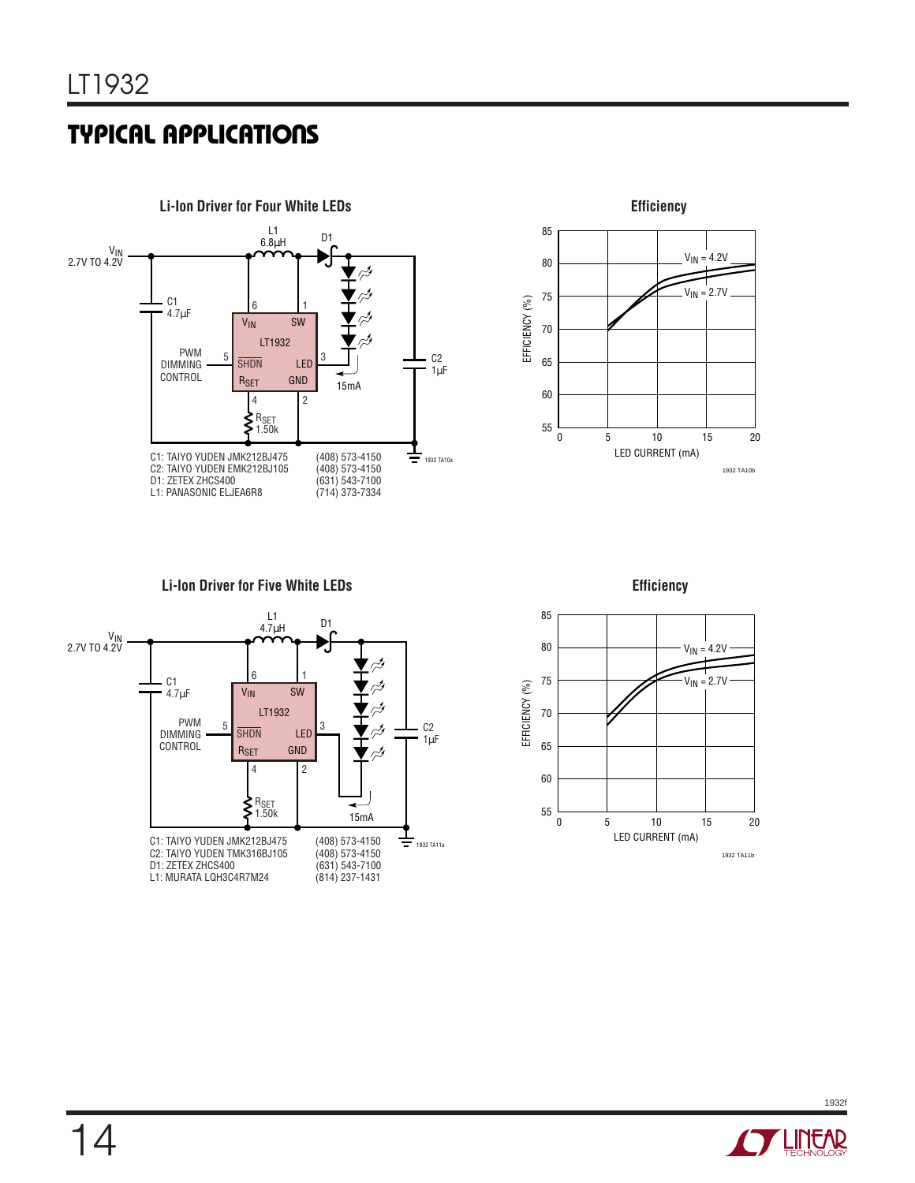## TYPICAL APPLICATIONS

**Li-Ion Driver for Four White LEDs**

$V_{IN}$ 2.7V TO 4.2V

L1 6.8µH

D1

C1 4.7µF

PWM DIMMING CONTROL

LT1932

$R_{SET}$ 1.50k

C2 1µF

15mA

C1: TAIYO YUDEN JMK212BJ475 (408) 573-4150
C2: TAIYO YUDEN EMK212BJ105 (408) 573-4150
D1: ZETEX ZHCS400 (631) 543-7100
L1: PANASONIC ELJEA6R8 (714) 373-7334

**Efficiency**

EFFICIENCY (%) vs LED CURRENT (mA); $V_{IN}$ = 4.2V, $V_{IN}$ = 2.7V

**Li-Ion Driver for Five White LEDs**

$V_{IN}$ 2.7V TO 4.2V

L1 4.7µH

D1

C1 4.7µF

PWM DIMMING CONTROL

LT1932

$R_{SET}$ 1.50k

C2 1µF

15mA

C1: TAIYO YUDEN JMK212BJ475 (408) 573-4150
C2: TAIYO YUDEN TMK316BJ105 (408) 573-4150
D1: ZETEX ZHCS400 (631) 543-7100
L1: MURATA LQH3C4R7M24 (814) 237-1431

**Efficiency**

EFFICIENCY (%) vs LED CURRENT (mA); $V_{IN}$ = 4.2V, $V_{IN}$ = 2.7V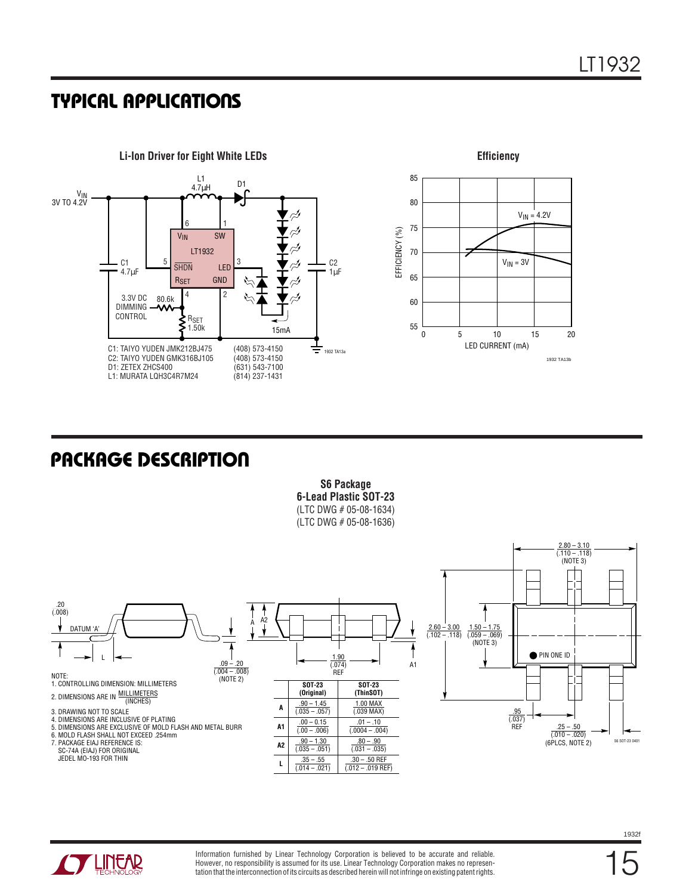## TYPICAL APPLICATIONS

**Li-Ion Driver for Eight White LEDs**

$V_{IN}$ 3V TO 4.2V

L1 4.7µH

D1

LT1932: $V_{IN}$ (6), SW (1), $\overline{SHDN}$ (5), LED (3), $R_{SET}$ (4), GND (2)

C1 4.7µF

C2 1µF

3.3V DC DIMMING CONTROL

80.6k

$R_{SET}$ 1.50k

15mA

C1: TAIYO YUDEN JMK212BJ475 (408) 573-4150
C2: TAIYO YUDEN GMK316BJ105 (408) 573-4150
D1: ZETEX ZHCS400 (631) 543-7100
L1: MURATA LQH3C4R7M24 (814) 237-1431

1932 TA13a

**Efficiency**

EFFICIENCY (%) vs LED CURRENT (mA); curves for $V_{IN}$ = 4.2V and $V_{IN}$ = 3V

1932 TA13b

## PACKAGE DESCRIPTION

**S6 Package**
**6-Lead Plastic SOT-23**
(LTC DWG # 05-08-1634)
(LTC DWG # 05-08-1636)

.20 (.008)

DATUM 'A'

L

.09 – .20 (.004 – .008) (NOTE 2)

A, A2, A1

1.90 (.074) REF

2.60 – 3.00 (.102 – .118)

1.50 – 1.75 (.059 – .069) (NOTE 3)

2.80 – 3.10 (.110 – .118) (NOTE 3)

PIN ONE ID

.95 (.037) REF

.25 – .50 (.010 – .020) (6PLCS, NOTE 2)

S6 SOT-23 0401

| | SOT-23 (Original) | SOT-23 (ThinSOT) |
|---|---|---|
| A | .90 – 1.45 (.035 – .057) | 1.00 MAX (.039 MAX) |
| A1 | .00 – 0.15 (.00 – .006) | .01 – .10 (.0004 – .004) |
| A2 | .90 – 1.30 (.035 – .051) | .80 – .90 (.031 – .035) |
| L | .35 – .55 (.014 – .021) | .30 – .50 REF (.012 – .019 REF) |

NOTE:
1. CONTROLLING DIMENSION: MILLIMETERS
2. DIMENSIONS ARE IN MILLIMETERS (INCHES)
3. DRAWING NOT TO SCALE
4. DIMENSIONS ARE INCLUSIVE OF PLATING
5. DIMENSIONS ARE EXCLUSIVE OF MOLD FLASH AND METAL BURR
6. MOLD FLASH SHALL NOT EXCEED .254mm
7. PACKAGE EIAJ REFERENCE IS: SC-74A (EIAJ) FOR ORIGINAL JEDEL MO-193 FOR THIN

Information furnished by Linear Technology Corporation is believed to be accurate and reliable. However, no responsibility is assumed for its use. Linear Technology Corporation makes no representation that the interconnection of its circuits as described herein will not infringe on existing patent rights.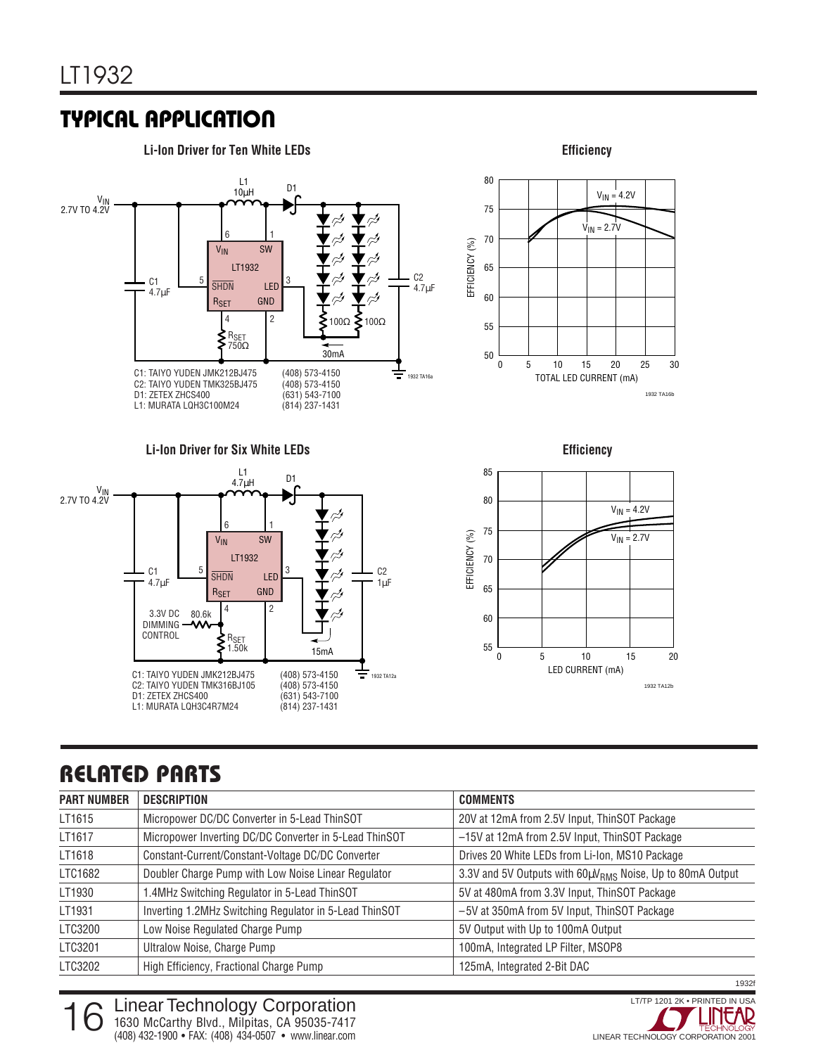## TYPICAL APPLICATION

**Li-Ion Driver for Ten White LEDs**

$V_{IN}$ 2.7V TO 4.2V

L1 10µH

D1

C1 4.7µF

C2 4.7µF

LT1932

$V_{IN}$ SW SHDN LED $R_{SET}$ GND

$R_{SET}$ 750Ω

100Ω 100Ω

30mA

C1: TAIYO YUDEN JMK212BJ475 (408) 573-4150
C2: TAIYO YUDEN TMK325BJ475 (408) 573-4150
D1: ZETEX ZHCS400 (631) 543-7100
L1: MURATA LQH3C100M24 (814) 237-1431

1932 TA16a

**Efficiency**

EFFICIENCY (%)

TOTAL LED CURRENT (mA)

$V_{IN}$ = 4.2V

$V_{IN}$ = 2.7V

1932 TA16b

**Li-Ion Driver for Six White LEDs**

$V_{IN}$ 2.7V TO 4.2V

L1 4.7µH

D1

C1 4.7µF

C2 1µF

LT1932

$V_{IN}$ SW SHDN LED $R_{SET}$ GND

3.3V DC DIMMING CONTROL

80.6k

$R_{SET}$ 1.50k

15mA

C1: TAIYO YUDEN JMK212BJ475 (408) 573-4150
C2: TAIYO YUDEN TMK316BJ105 (408) 573-4150
D1: ZETEX ZHCS400 (631) 543-7100
L1: MURATA LQH3C4R7M24 (814) 237-1431

1932 TA12a

**Efficiency**

EFFICIENCY (%)

LED CURRENT (mA)

$V_{IN}$ = 4.2V

$V_{IN}$ = 2.7V

1932 TA12b

## RELATED PARTS

| PART NUMBER | DESCRIPTION | COMMENTS |
|---|---|---|
| LT1615 | Micropower DC/DC Converter in 5-Lead ThinSOT | 20V at 12mA from 2.5V Input, ThinSOT Package |
| LT1617 | Micropower Inverting DC/DC Converter in 5-Lead ThinSOT | –15V at 12mA from 2.5V Input, ThinSOT Package |
| LT1618 | Constant-Current/Constant-Voltage DC/DC Converter | Drives 20 White LEDs from Li-Ion, MS10 Package |
| LTC1682 | Doubler Charge Pump with Low Noise Linear Regulator | 3.3V and 5V Outputs with 60µ$V_{RMS}$ Noise, Up to 80mA Output |
| LT1930 | 1.4MHz Switching Regulator in 5-Lead ThinSOT | 5V at 480mA from 3.3V Input, ThinSOT Package |
| LT1931 | Inverting 1.2MHz Switching Regulator in 5-Lead ThinSOT | –5V at 350mA from 5V Input, ThinSOT Package |
| LTC3200 | Low Noise Regulated Charge Pump | 5V Output with Up to 100mA Output |
| LTC3201 | Ultralow Noise, Charge Pump | 100mA, Integrated LP Filter, MSOP8 |
| LTC3202 | High Efficiency, Fractional Charge Pump | 125mA, Integrated 2-Bit DAC |

Linear Technology Corporation
1630 McCarthy Blvd., Milpitas, CA 95035-7417
(408) 432-1900 • FAX: (408) 434-0507 • www.linear.com

LT/TP 1201 2K • PRINTED IN USA
© LINEAR TECHNOLOGY CORPORATION 2001